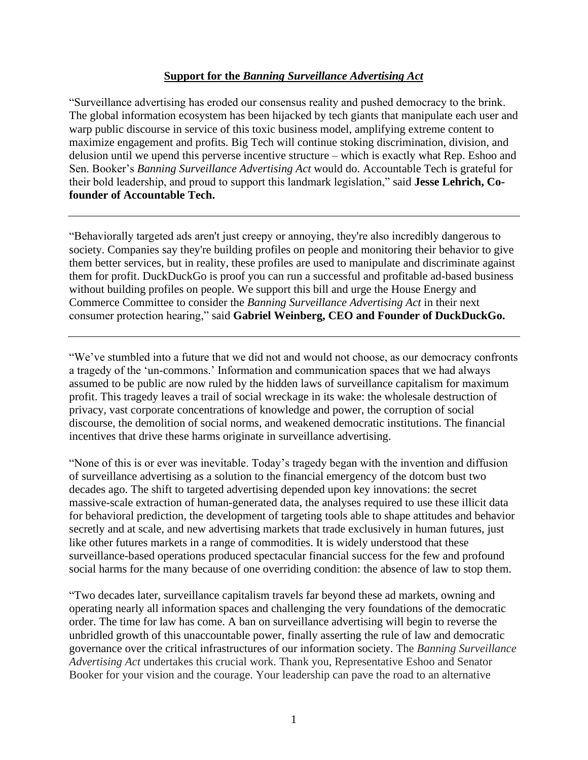**Support for the *Banning Surveillance Advertising Act***

"Surveillance advertising has eroded our consensus reality and pushed democracy to the brink. The global information ecosystem has been hijacked by tech giants that manipulate each user and warp public discourse in service of this toxic business model, amplifying extreme content to maximize engagement and profits. Big Tech will continue stoking discrimination, division, and delusion until we upend this perverse incentive structure – which is exactly what Rep. Eshoo and Sen. Booker's *Banning Surveillance Advertising Act* would do. Accountable Tech is grateful for their bold leadership, and proud to support this landmark legislation," said **Jesse Lehrich, Co-founder of Accountable Tech.**

---

"Behaviorally targeted ads aren't just creepy or annoying, they're also incredibly dangerous to society. Companies say they're building profiles on people and monitoring their behavior to give them better services, but in reality, these profiles are used to manipulate and discriminate against them for profit. DuckDuckGo is proof you can run a successful and profitable ad-based business without building profiles on people. We support this bill and urge the House Energy and Commerce Committee to consider the *Banning Surveillance Advertising Act* in their next consumer protection hearing," said **Gabriel Weinberg, CEO and Founder of DuckDuckGo.**

---

"We've stumbled into a future that we did not and would not choose, as our democracy confronts a tragedy of the 'un-commons.' Information and communication spaces that we had always assumed to be public are now ruled by the hidden laws of surveillance capitalism for maximum profit. This tragedy leaves a trail of social wreckage in its wake: the wholesale destruction of privacy, vast corporate concentrations of knowledge and power, the corruption of social discourse, the demolition of social norms, and weakened democratic institutions. The financial incentives that drive these harms originate in surveillance advertising.

"None of this is or ever was inevitable. Today's tragedy began with the invention and diffusion of surveillance advertising as a solution to the financial emergency of the dotcom bust two decades ago. The shift to targeted advertising depended upon key innovations: the secret massive-scale extraction of human-generated data, the analyses required to use these illicit data for behavioral prediction, the development of targeting tools able to shape attitudes and behavior secretly and at scale, and new advertising markets that trade exclusively in human futures, just like other futures markets in a range of commodities. It is widely understood that these surveillance-based operations produced spectacular financial success for the few and profound social harms for the many because of one overriding condition: the absence of law to stop them.

"Two decades later, surveillance capitalism travels far beyond these ad markets, owning and operating nearly all information spaces and challenging the very foundations of the democratic order. The time for law has come. A ban on surveillance advertising will begin to reverse the unbridled growth of this unaccountable power, finally asserting the rule of law and democratic governance over the critical infrastructures of our information society. The *Banning Surveillance Advertising Act* undertakes this crucial work. Thank you, Representative Eshoo and Senator Booker for your vision and the courage. Your leadership can pave the road to an alternative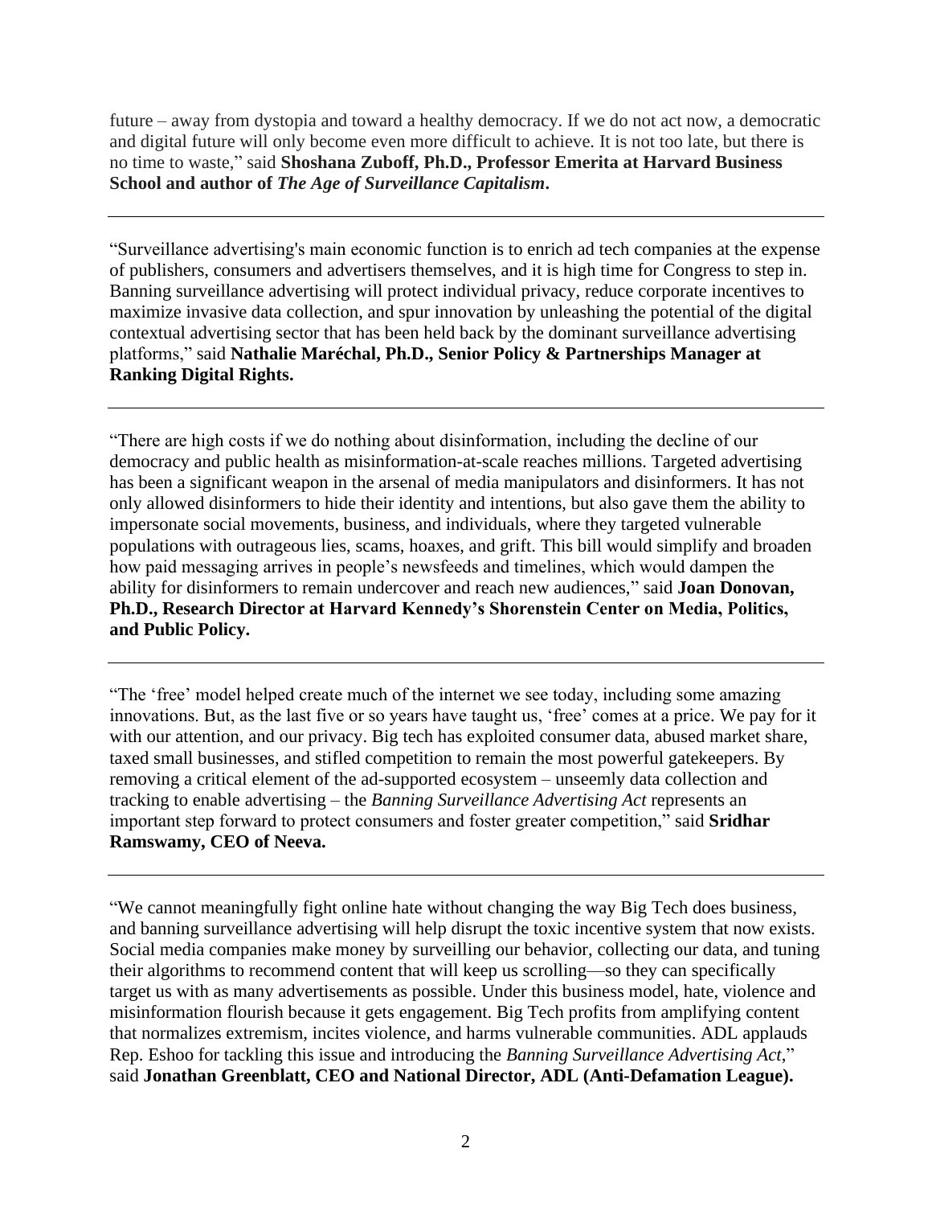future – away from dystopia and toward a healthy democracy. If we do not act now, a democratic and digital future will only become even more difficult to achieve. It is not too late, but there is no time to waste," said **Shoshana Zuboff, Ph.D., Professor Emerita at Harvard Business School and author of *The Age of Surveillance Capitalism*.**

---

"Surveillance advertising's main economic function is to enrich ad tech companies at the expense of publishers, consumers and advertisers themselves, and it is high time for Congress to step in. Banning surveillance advertising will protect individual privacy, reduce corporate incentives to maximize invasive data collection, and spur innovation by unleashing the potential of the digital contextual advertising sector that has been held back by the dominant surveillance advertising platforms," said **Nathalie Maréchal, Ph.D., Senior Policy & Partnerships Manager at Ranking Digital Rights.**

---

"There are high costs if we do nothing about disinformation, including the decline of our democracy and public health as misinformation-at-scale reaches millions. Targeted advertising has been a significant weapon in the arsenal of media manipulators and disinformers. It has not only allowed disinformers to hide their identity and intentions, but also gave them the ability to impersonate social movements, business, and individuals, where they targeted vulnerable populations with outrageous lies, scams, hoaxes, and grift. This bill would simplify and broaden how paid messaging arrives in people's newsfeeds and timelines, which would dampen the ability for disinformers to remain undercover and reach new audiences," said **Joan Donovan, Ph.D., Research Director at Harvard Kennedy's Shorenstein Center on Media, Politics, and Public Policy.**

---

"The 'free' model helped create much of the internet we see today, including some amazing innovations. But, as the last five or so years have taught us, 'free' comes at a price. We pay for it with our attention, and our privacy. Big tech has exploited consumer data, abused market share, taxed small businesses, and stifled competition to remain the most powerful gatekeepers. By removing a critical element of the ad-supported ecosystem – unseemly data collection and tracking to enable advertising – the *Banning Surveillance Advertising Act* represents an important step forward to protect consumers and foster greater competition," said **Sridhar Ramswamy, CEO of Neeva.**

---

"We cannot meaningfully fight online hate without changing the way Big Tech does business, and banning surveillance advertising will help disrupt the toxic incentive system that now exists. Social media companies make money by surveilling our behavior, collecting our data, and tuning their algorithms to recommend content that will keep us scrolling—so they can specifically target us with as many advertisements as possible. Under this business model, hate, violence and misinformation flourish because it gets engagement. Big Tech profits from amplifying content that normalizes extremism, incites violence, and harms vulnerable communities. ADL applauds Rep. Eshoo for tackling this issue and introducing the *Banning Surveillance Advertising Act*," said **Jonathan Greenblatt, CEO and National Director, ADL (Anti-Defamation League).**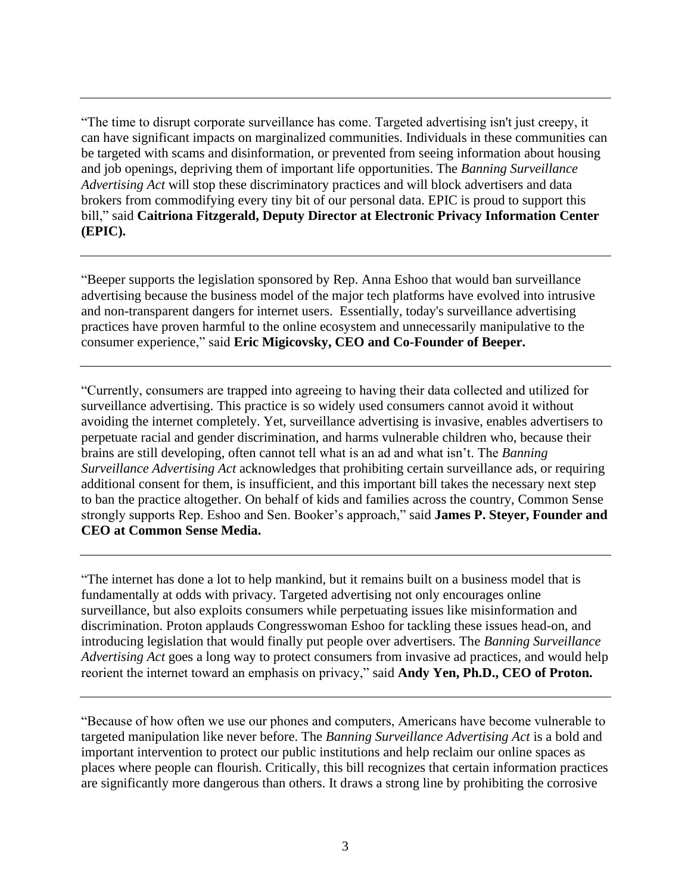---

"The time to disrupt corporate surveillance has come. Targeted advertising isn't just creepy, it can have significant impacts on marginalized communities. Individuals in these communities can be targeted with scams and disinformation, or prevented from seeing information about housing and job openings, depriving them of important life opportunities. The *Banning Surveillance Advertising Act* will stop these discriminatory practices and will block advertisers and data brokers from commodifying every tiny bit of our personal data. EPIC is proud to support this bill," said **Caitriona Fitzgerald, Deputy Director at Electronic Privacy Information Center (EPIC).**

---

"Beeper supports the legislation sponsored by Rep. Anna Eshoo that would ban surveillance advertising because the business model of the major tech platforms have evolved into intrusive and non-transparent dangers for internet users. Essentially, today's surveillance advertising practices have proven harmful to the online ecosystem and unnecessarily manipulative to the consumer experience," said **Eric Migicovsky, CEO and Co-Founder of Beeper.**

---

"Currently, consumers are trapped into agreeing to having their data collected and utilized for surveillance advertising. This practice is so widely used consumers cannot avoid it without avoiding the internet completely. Yet, surveillance advertising is invasive, enables advertisers to perpetuate racial and gender discrimination, and harms vulnerable children who, because their brains are still developing, often cannot tell what is an ad and what isn't. The *Banning Surveillance Advertising Act* acknowledges that prohibiting certain surveillance ads, or requiring additional consent for them, is insufficient, and this important bill takes the necessary next step to ban the practice altogether. On behalf of kids and families across the country, Common Sense strongly supports Rep. Eshoo and Sen. Booker's approach," said **James P. Steyer, Founder and CEO at Common Sense Media.**

---

"The internet has done a lot to help mankind, but it remains built on a business model that is fundamentally at odds with privacy. Targeted advertising not only encourages online surveillance, but also exploits consumers while perpetuating issues like misinformation and discrimination. Proton applauds Congresswoman Eshoo for tackling these issues head-on, and introducing legislation that would finally put people over advertisers. The *Banning Surveillance Advertising Act* goes a long way to protect consumers from invasive ad practices, and would help reorient the internet toward an emphasis on privacy," said **Andy Yen, Ph.D., CEO of Proton.**

---

"Because of how often we use our phones and computers, Americans have become vulnerable to targeted manipulation like never before. The *Banning Surveillance Advertising Act* is a bold and important intervention to protect our public institutions and help reclaim our online spaces as places where people can flourish. Critically, this bill recognizes that certain information practices are significantly more dangerous than others. It draws a strong line by prohibiting the corrosive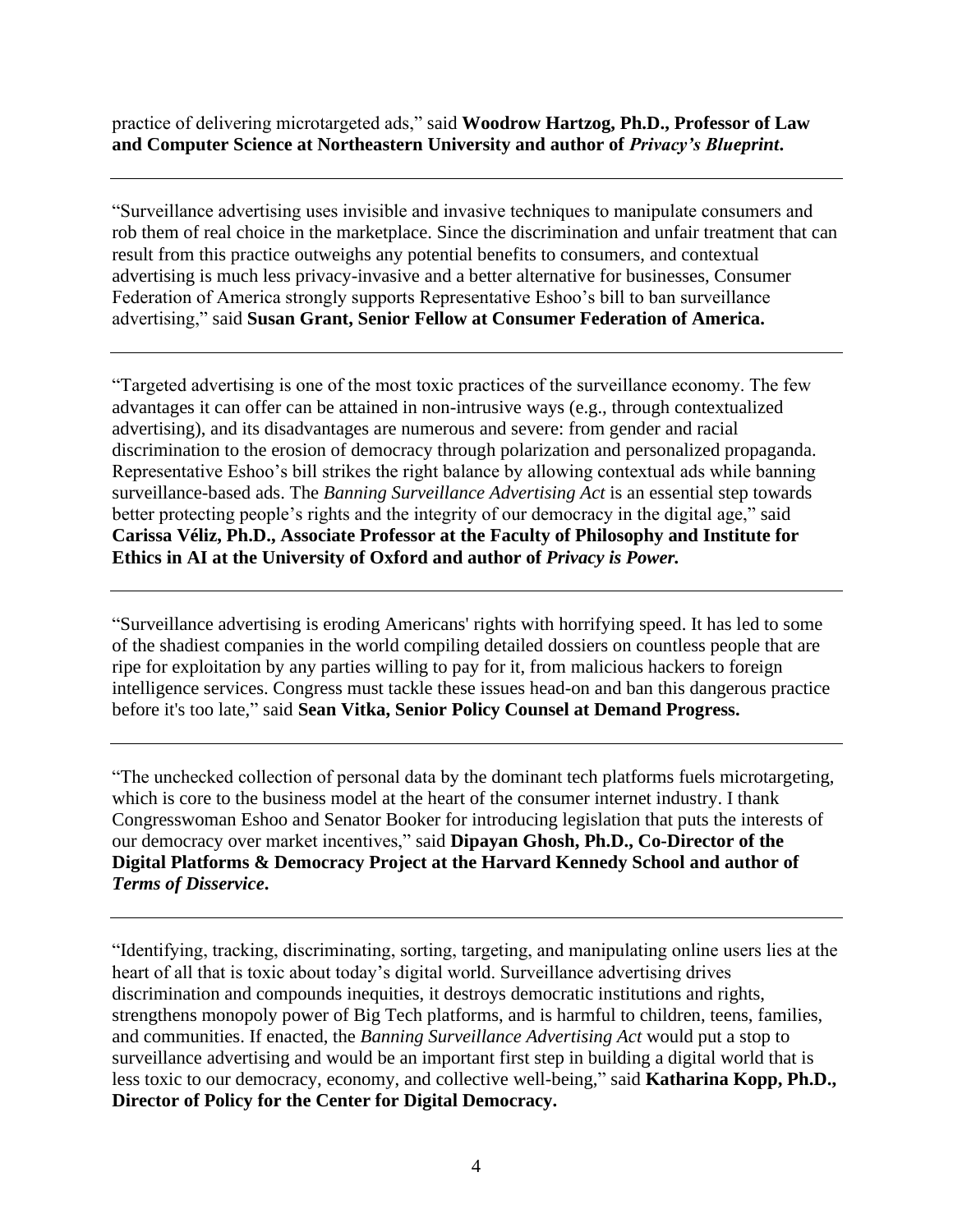practice of delivering microtargeted ads," said **Woodrow Hartzog, Ph.D., Professor of Law and Computer Science at Northeastern University and author of *Privacy's Blueprint*.**

---

"Surveillance advertising uses invisible and invasive techniques to manipulate consumers and rob them of real choice in the marketplace. Since the discrimination and unfair treatment that can result from this practice outweighs any potential benefits to consumers, and contextual advertising is much less privacy-invasive and a better alternative for businesses, Consumer Federation of America strongly supports Representative Eshoo's bill to ban surveillance advertising," said **Susan Grant, Senior Fellow at Consumer Federation of America.**

---

"Targeted advertising is one of the most toxic practices of the surveillance economy. The few advantages it can offer can be attained in non-intrusive ways (e.g., through contextualized advertising), and its disadvantages are numerous and severe: from gender and racial discrimination to the erosion of democracy through polarization and personalized propaganda. Representative Eshoo's bill strikes the right balance by allowing contextual ads while banning surveillance-based ads. The *Banning Surveillance Advertising Act* is an essential step towards better protecting people's rights and the integrity of our democracy in the digital age," said **Carissa Véliz, Ph.D., Associate Professor at the Faculty of Philosophy and Institute for Ethics in AI at the University of Oxford and author of *Privacy is Power.***

---

"Surveillance advertising is eroding Americans' rights with horrifying speed. It has led to some of the shadiest companies in the world compiling detailed dossiers on countless people that are ripe for exploitation by any parties willing to pay for it, from malicious hackers to foreign intelligence services. Congress must tackle these issues head-on and ban this dangerous practice before it's too late," said **Sean Vitka, Senior Policy Counsel at Demand Progress.**

---

"The unchecked collection of personal data by the dominant tech platforms fuels microtargeting, which is core to the business model at the heart of the consumer internet industry. I thank Congresswoman Eshoo and Senator Booker for introducing legislation that puts the interests of our democracy over market incentives," said **Dipayan Ghosh, Ph.D., Co-Director of the Digital Platforms & Democracy Project at the Harvard Kennedy School and author of *Terms of Disservice*.**

---

"Identifying, tracking, discriminating, sorting, targeting, and manipulating online users lies at the heart of all that is toxic about today's digital world. Surveillance advertising drives discrimination and compounds inequities, it destroys democratic institutions and rights, strengthens monopoly power of Big Tech platforms, and is harmful to children, teens, families, and communities. If enacted, the *Banning Surveillance Advertising Act* would put a stop to surveillance advertising and would be an important first step in building a digital world that is less toxic to our democracy, economy, and collective well-being," said **Katharina Kopp, Ph.D., Director of Policy for the Center for Digital Democracy.**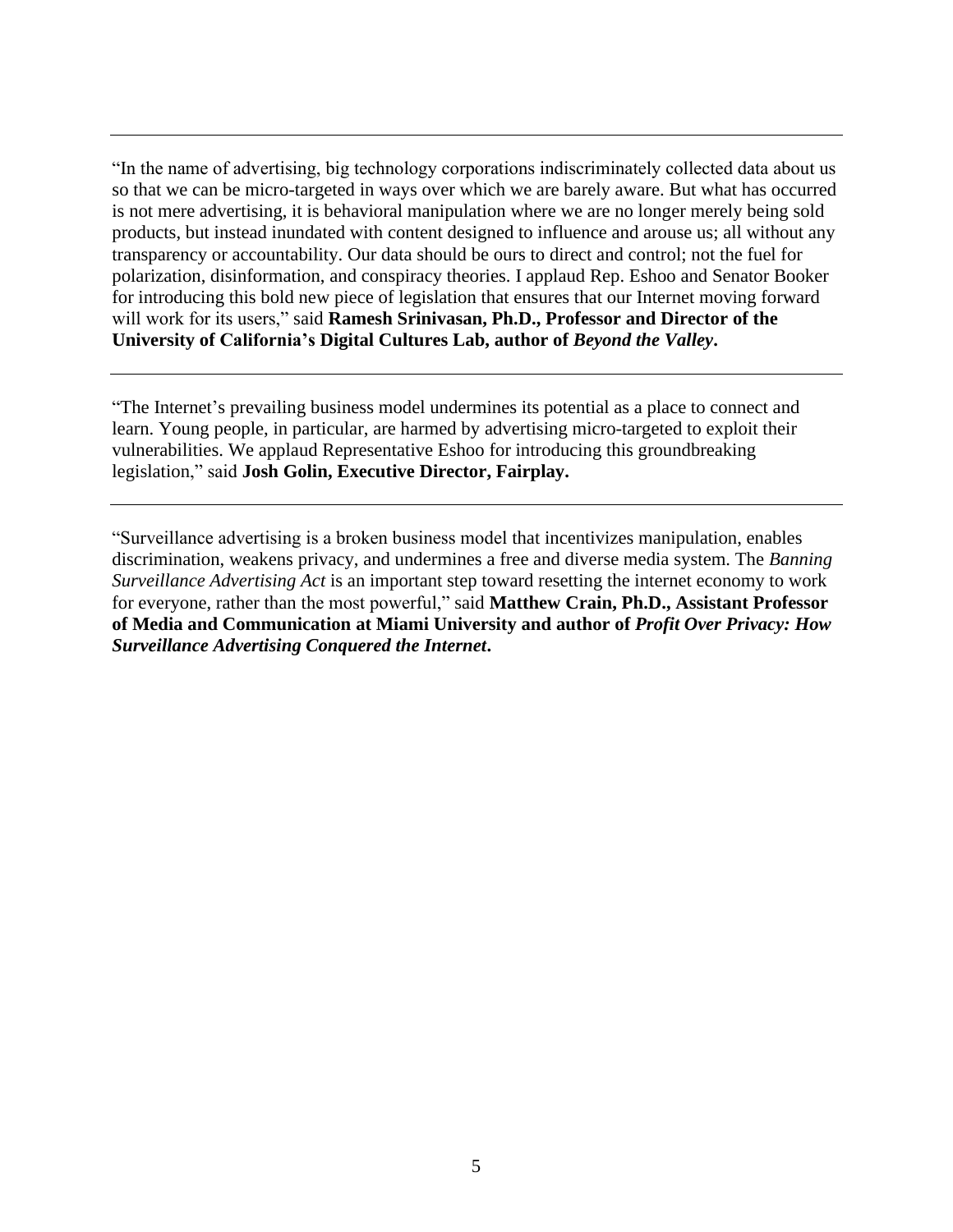---

"In the name of advertising, big technology corporations indiscriminately collected data about us so that we can be micro-targeted in ways over which we are barely aware. But what has occurred is not mere advertising, it is behavioral manipulation where we are no longer merely being sold products, but instead inundated with content designed to influence and arouse us; all without any transparency or accountability. Our data should be ours to direct and control; not the fuel for polarization, disinformation, and conspiracy theories. I applaud Rep. Eshoo and Senator Booker for introducing this bold new piece of legislation that ensures that our Internet moving forward will work for its users," said **Ramesh Srinivasan, Ph.D., Professor and Director of the University of California's Digital Cultures Lab, author of *Beyond the Valley*.**

---

"The Internet's prevailing business model undermines its potential as a place to connect and learn. Young people, in particular, are harmed by advertising micro-targeted to exploit their vulnerabilities. We applaud Representative Eshoo for introducing this groundbreaking legislation," said **Josh Golin, Executive Director, Fairplay.**

---

"Surveillance advertising is a broken business model that incentivizes manipulation, enables discrimination, weakens privacy, and undermines a free and diverse media system. The *Banning Surveillance Advertising Act* is an important step toward resetting the internet economy to work for everyone, rather than the most powerful," said **Matthew Crain, Ph.D., Assistant Professor of Media and Communication at Miami University and author of *Profit Over Privacy: How Surveillance Advertising Conquered the Internet*.**